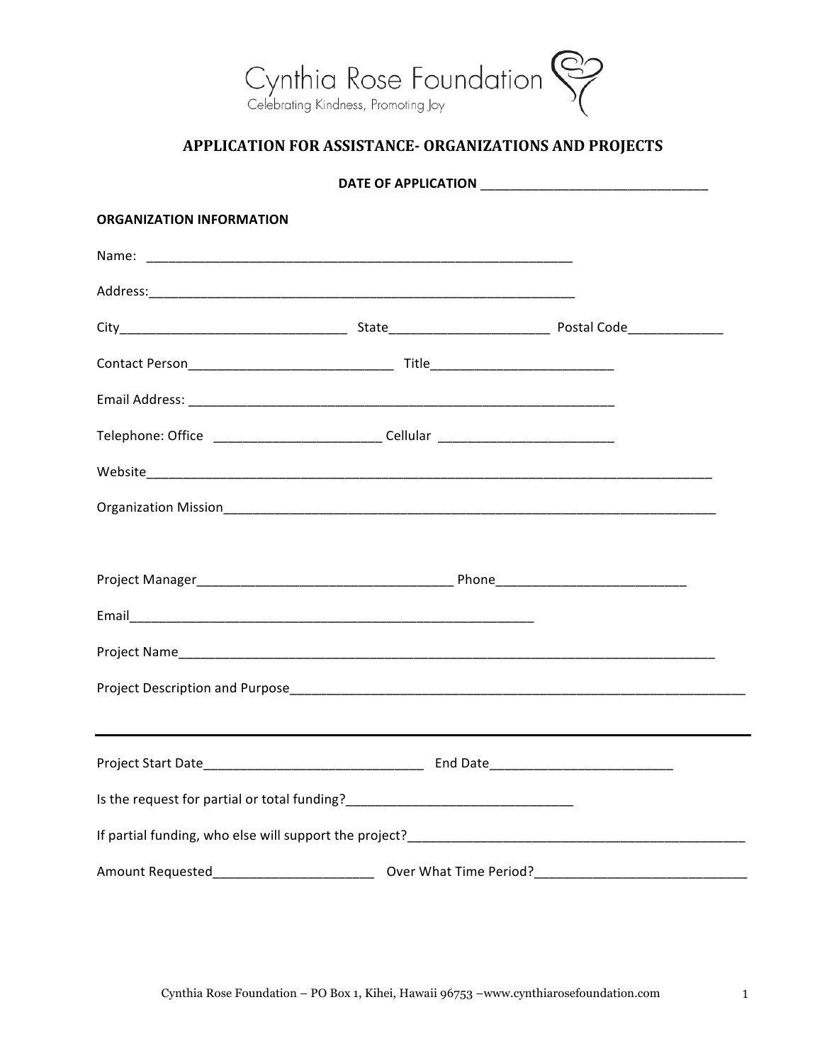Cynthia Rose Foundation

Celebrating Kindness, Promoting Joy

## APPLICATION FOR ASSISTANCE- ORGANIZATIONS AND PROJECTS

**DATE OF APPLICATION** ________________________________

**ORGANIZATION INFORMATION**

Name: ____________________________________________________________

Address:____________________________________________________________

City_______________________________ State______________________ Postal Code_____________

Contact Person____________________________ Title_________________________

Email Address: ____________________________________________________________

Telephone: Office _______________________ Cellular ________________________

Website_________________________________________________________________________________

Organization Mission_______________________________________________________________________

Project Manager___________________________________ Phone__________________________

Email_______________________________________________________

Project Name_____________________________________________________________________________

Project Description and Purpose_______________________________________________________________

___

Project Start Date______________________________ End Date_________________________

Is the request for partial or total funding?_______________________________

If partial funding, who else will support the project?______________________________________________

Amount Requested______________________ Over What Time Period?_____________________________

Cynthia Rose Foundation – PO Box 1, Kihei, Hawaii 96753 –www.cynthiarosefoundation.com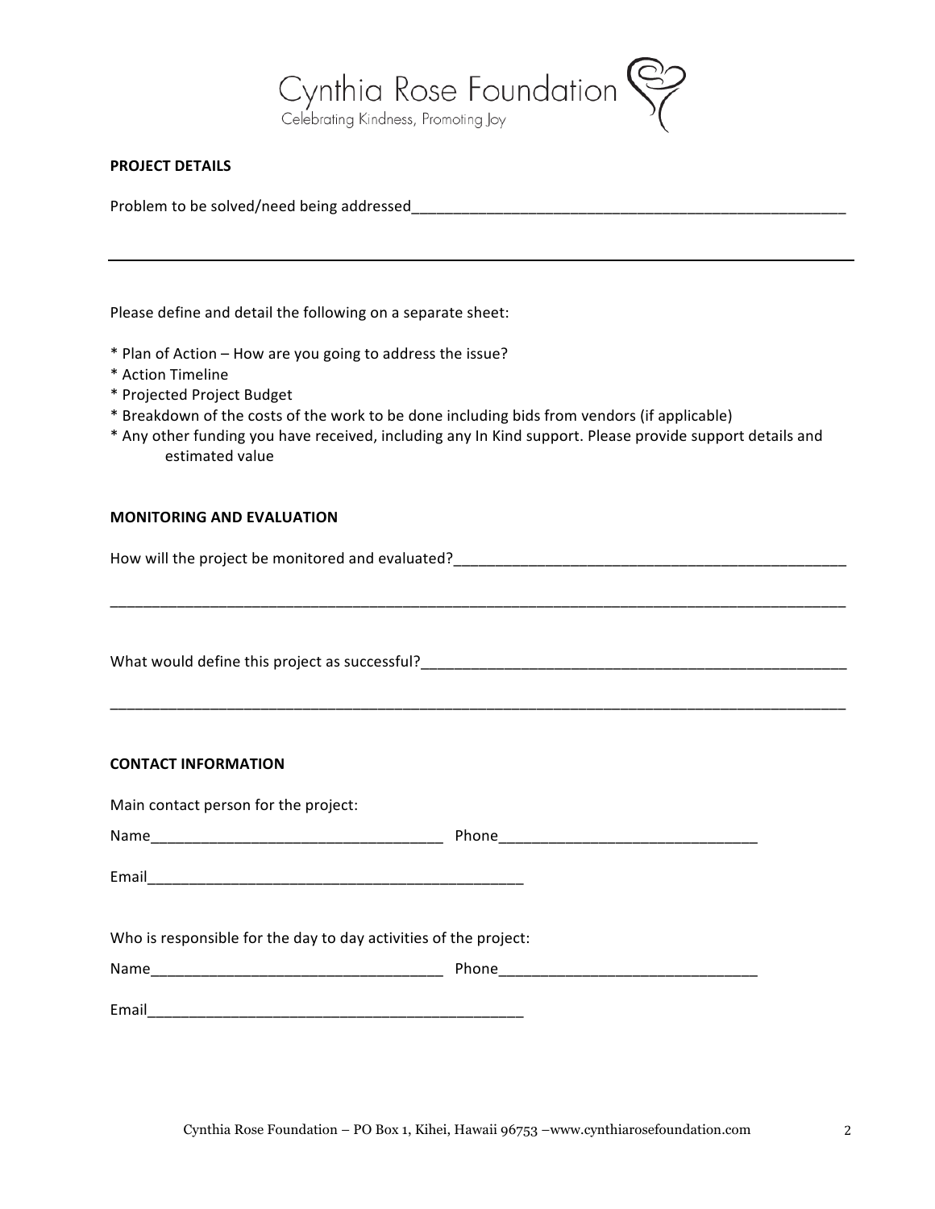Cynthia Rose Foundation
Celebrating Kindness, Promoting Joy

## PROJECT DETAILS

Problem to be solved/need being addressed______________________________________________________

---

Please define and detail the following on a separate sheet:

* Plan of Action – How are you going to address the issue?
* Action Timeline
* Projected Project Budget
* Breakdown of the costs of the work to be done including bids from vendors (if applicable)
* Any other funding you have received, including any In Kind support. Please provide support details and estimated value

## MONITORING AND EVALUATION

How will the project be monitored and evaluated?__________________________________________________

_______________________________________________________________________________________________

What would define this project as successful?_____________________________________________________

_______________________________________________________________________________________________

## CONTACT INFORMATION

Main contact person for the project:

Name___________________________________ Phone_______________________________

Email_______________________________________________

Who is responsible for the day to day activities of the project:

Name___________________________________ Phone_______________________________

Email_______________________________________________

Cynthia Rose Foundation – PO Box 1, Kihei, Hawaii 96753 –www.cynthiarosefoundation.com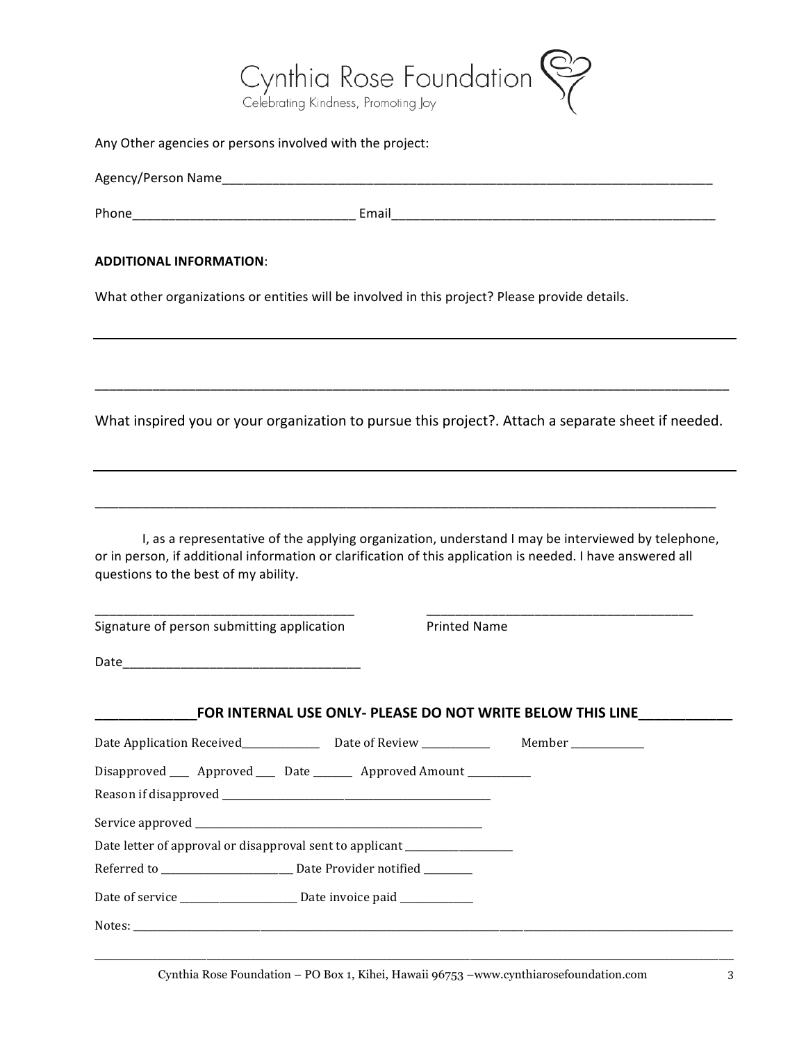# Cynthia Rose Foundation

Celebrating Kindness, Promoting Joy

Any Other agencies or persons involved with the project:

Agency/Person Name___________________________________________________________________________

Phone_______________________________ Email_______________________________________________

**ADDITIONAL INFORMATION**:

What other organizations or entities will be involved in this project? Please provide details.

_____________________________________________________________________________________

_____________________________________________________________________________________

What inspired you or your organization to pursue this project?. Attach a separate sheet if needed.

_____________________________________________________________________________________

_____________________________________________________________________________________

I, as a representative of the applying organization, understand I may be interviewed by telephone, or in person, if additional information or clarification of this application is needed. I have answered all questions to the best of my ability.

______________________________________ ______________________________________

Signature of person submitting application Printed Name

Date__________________________________

**_____________FOR INTERNAL USE ONLY- PLEASE DO NOT WRITE BELOW THIS LINE____________**

Date Application Received_____________ Date of Review ___________ Member ____________

Disapproved ___ Approved ___ Date ______ Approved Amount __________

Reason if disapproved _____________________________________________

Service approved _____________________________________________

Date letter of approval or disapproval sent to applicant _________________

Referred to ______________________ Date Provider notified ________

Date of service ___________________ Date invoice paid ____________

Notes: _____________________________________________________________________________________

_____________________________________________________________________________________

Cynthia Rose Foundation – PO Box 1, Kihei, Hawaii 96753 –www.cynthiarosefoundation.com